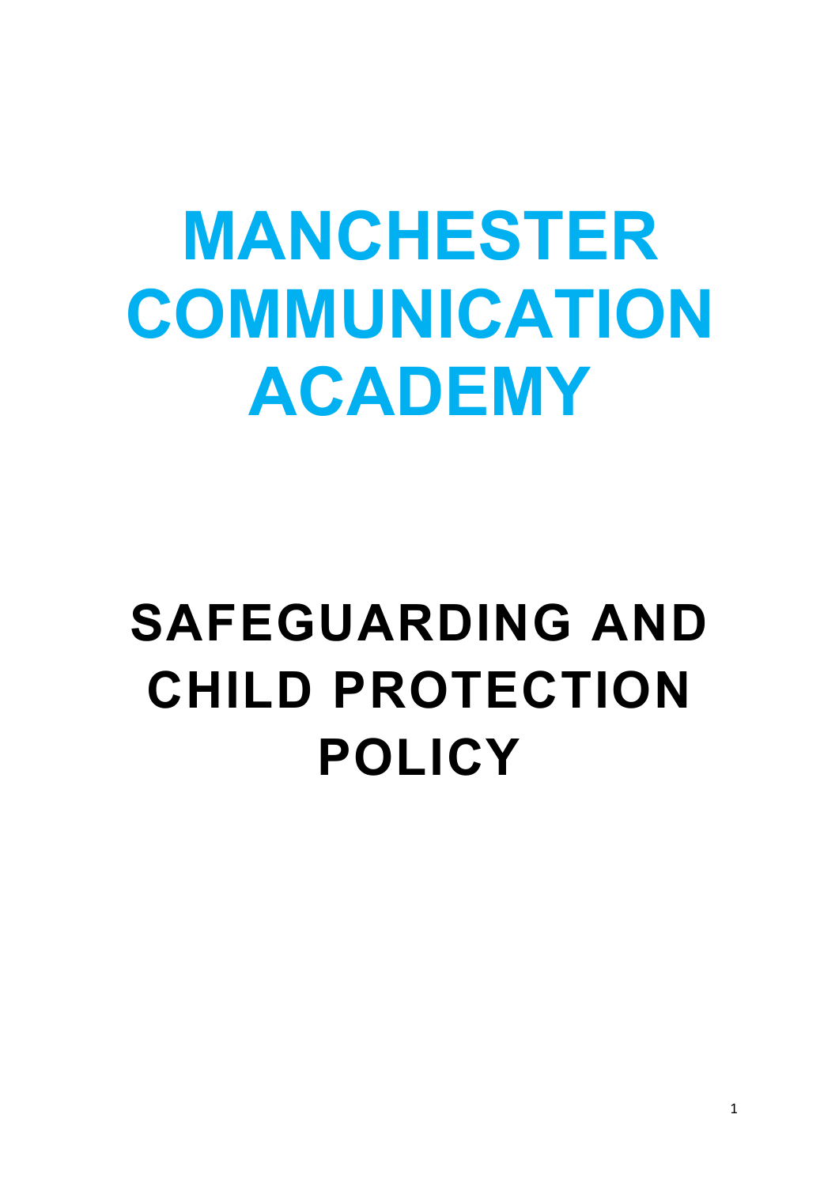# MANCHESTER COMMUNICATION ACADEMY

# SAFEGUARDING AND CHILD PROTECTION POLICY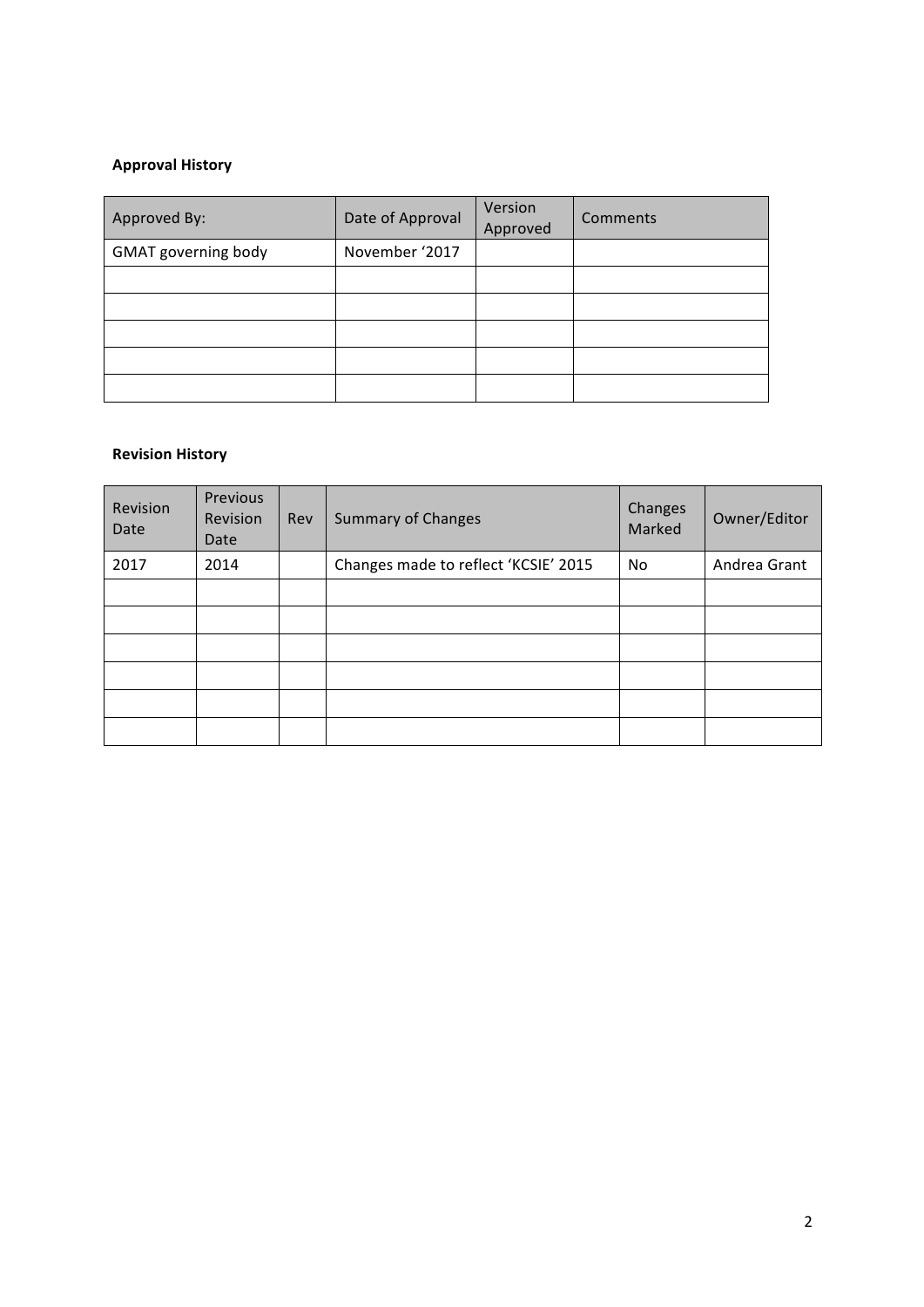**Approval History**

| Approved By: | Date of Approval | Version Approved | Comments |
|---|---|---|---|
| GMAT governing body | November '2017 | | |
| | | | |
| | | | |
| | | | |
| | | | |
| | | | |

**Revision History**

| Revision Date | Previous Revision Date | Rev | Summary of Changes | Changes Marked | Owner/Editor |
|---|---|---|---|---|---|
| 2017 | 2014 | | Changes made to reflect 'KCSIE' 2015 | No | Andrea Grant |
| | | | | | |
| | | | | | |
| | | | | | |
| | | | | | |
| | | | | | |
| | | | | | |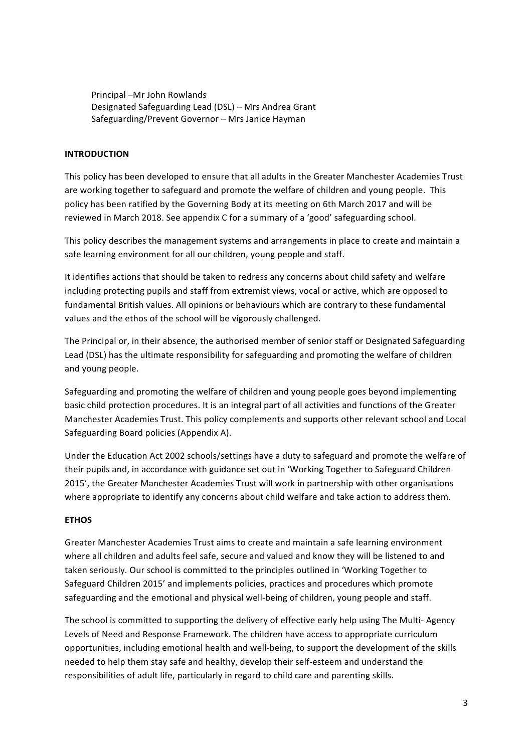Principal –Mr John Rowlands
Designated Safeguarding Lead (DSL) – Mrs Andrea Grant
Safeguarding/Prevent Governor – Mrs Janice Hayman

**INTRODUCTION**

This policy has been developed to ensure that all adults in the Greater Manchester Academies Trust are working together to safeguard and promote the welfare of children and young people. This policy has been ratified by the Governing Body at its meeting on 6th March 2017 and will be reviewed in March 2018. See appendix C for a summary of a 'good' safeguarding school.

This policy describes the management systems and arrangements in place to create and maintain a safe learning environment for all our children, young people and staff.

It identifies actions that should be taken to redress any concerns about child safety and welfare including protecting pupils and staff from extremist views, vocal or active, which are opposed to fundamental British values. All opinions or behaviours which are contrary to these fundamental values and the ethos of the school will be vigorously challenged.

The Principal or, in their absence, the authorised member of senior staff or Designated Safeguarding Lead (DSL) has the ultimate responsibility for safeguarding and promoting the welfare of children and young people.

Safeguarding and promoting the welfare of children and young people goes beyond implementing basic child protection procedures. It is an integral part of all activities and functions of the Greater Manchester Academies Trust. This policy complements and supports other relevant school and Local Safeguarding Board policies (Appendix A).

Under the Education Act 2002 schools/settings have a duty to safeguard and promote the welfare of their pupils and, in accordance with guidance set out in 'Working Together to Safeguard Children 2015', the Greater Manchester Academies Trust will work in partnership with other organisations where appropriate to identify any concerns about child welfare and take action to address them.

**ETHOS**

Greater Manchester Academies Trust aims to create and maintain a safe learning environment where all children and adults feel safe, secure and valued and know they will be listened to and taken seriously. Our school is committed to the principles outlined in 'Working Together to Safeguard Children 2015' and implements policies, practices and procedures which promote safeguarding and the emotional and physical well-being of children, young people and staff.

The school is committed to supporting the delivery of effective early help using The Multi- Agency Levels of Need and Response Framework. The children have access to appropriate curriculum opportunities, including emotional health and well-being, to support the development of the skills needed to help them stay safe and healthy, develop their self-esteem and understand the responsibilities of adult life, particularly in regard to child care and parenting skills.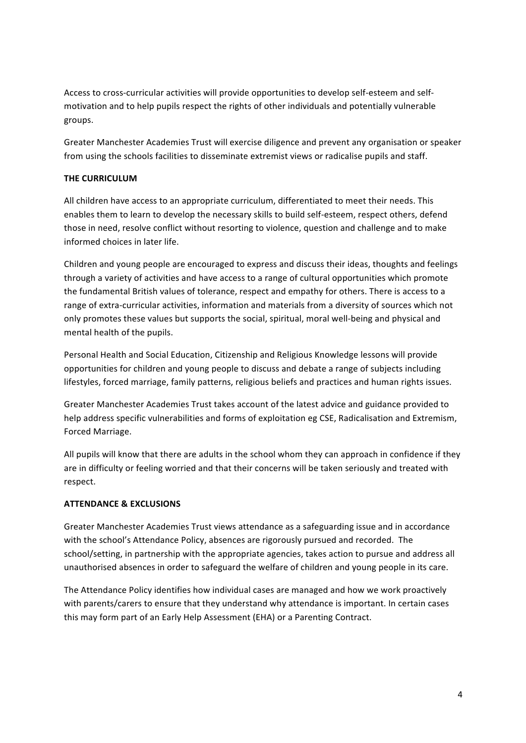Access to cross-curricular activities will provide opportunities to develop self-esteem and self-motivation and to help pupils respect the rights of other individuals and potentially vulnerable groups.

Greater Manchester Academies Trust will exercise diligence and prevent any organisation or speaker from using the schools facilities to disseminate extremist views or radicalise pupils and staff.

**THE CURRICULUM**

All children have access to an appropriate curriculum, differentiated to meet their needs. This enables them to learn to develop the necessary skills to build self-esteem, respect others, defend those in need, resolve conflict without resorting to violence, question and challenge and to make informed choices in later life.

Children and young people are encouraged to express and discuss their ideas, thoughts and feelings through a variety of activities and have access to a range of cultural opportunities which promote the fundamental British values of tolerance, respect and empathy for others. There is access to a range of extra-curricular activities, information and materials from a diversity of sources which not only promotes these values but supports the social, spiritual, moral well-being and physical and mental health of the pupils.

Personal Health and Social Education, Citizenship and Religious Knowledge lessons will provide opportunities for children and young people to discuss and debate a range of subjects including lifestyles, forced marriage, family patterns, religious beliefs and practices and human rights issues.

Greater Manchester Academies Trust takes account of the latest advice and guidance provided to help address specific vulnerabilities and forms of exploitation eg CSE, Radicalisation and Extremism, Forced Marriage.

All pupils will know that there are adults in the school whom they can approach in confidence if they are in difficulty or feeling worried and that their concerns will be taken seriously and treated with respect.

**ATTENDANCE & EXCLUSIONS**

Greater Manchester Academies Trust views attendance as a safeguarding issue and in accordance with the school's Attendance Policy, absences are rigorously pursued and recorded. The school/setting, in partnership with the appropriate agencies, takes action to pursue and address all unauthorised absences in order to safeguard the welfare of children and young people in its care.

The Attendance Policy identifies how individual cases are managed and how we work proactively with parents/carers to ensure that they understand why attendance is important. In certain cases this may form part of an Early Help Assessment (EHA) or a Parenting Contract.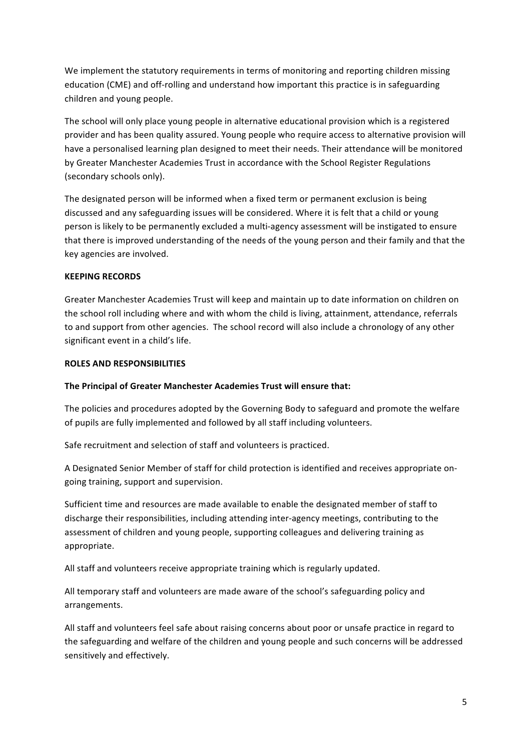We implement the statutory requirements in terms of monitoring and reporting children missing education (CME) and off-rolling and understand how important this practice is in safeguarding children and young people.

The school will only place young people in alternative educational provision which is a registered provider and has been quality assured. Young people who require access to alternative provision will have a personalised learning plan designed to meet their needs. Their attendance will be monitored by Greater Manchester Academies Trust in accordance with the School Register Regulations (secondary schools only).

The designated person will be informed when a fixed term or permanent exclusion is being discussed and any safeguarding issues will be considered. Where it is felt that a child or young person is likely to be permanently excluded a multi-agency assessment will be instigated to ensure that there is improved understanding of the needs of the young person and their family and that the key agencies are involved.

**KEEPING RECORDS**

Greater Manchester Academies Trust will keep and maintain up to date information on children on the school roll including where and with whom the child is living, attainment, attendance, referrals to and support from other agencies. The school record will also include a chronology of any other significant event in a child's life.

**ROLES AND RESPONSIBILITIES**

**The Principal of Greater Manchester Academies Trust will ensure that:**

The policies and procedures adopted by the Governing Body to safeguard and promote the welfare of pupils are fully implemented and followed by all staff including volunteers.

Safe recruitment and selection of staff and volunteers is practiced.

A Designated Senior Member of staff for child protection is identified and receives appropriate on-going training, support and supervision.

Sufficient time and resources are made available to enable the designated member of staff to discharge their responsibilities, including attending inter-agency meetings, contributing to the assessment of children and young people, supporting colleagues and delivering training as appropriate.

All staff and volunteers receive appropriate training which is regularly updated.

All temporary staff and volunteers are made aware of the school's safeguarding policy and arrangements.

All staff and volunteers feel safe about raising concerns about poor or unsafe practice in regard to the safeguarding and welfare of the children and young people and such concerns will be addressed sensitively and effectively.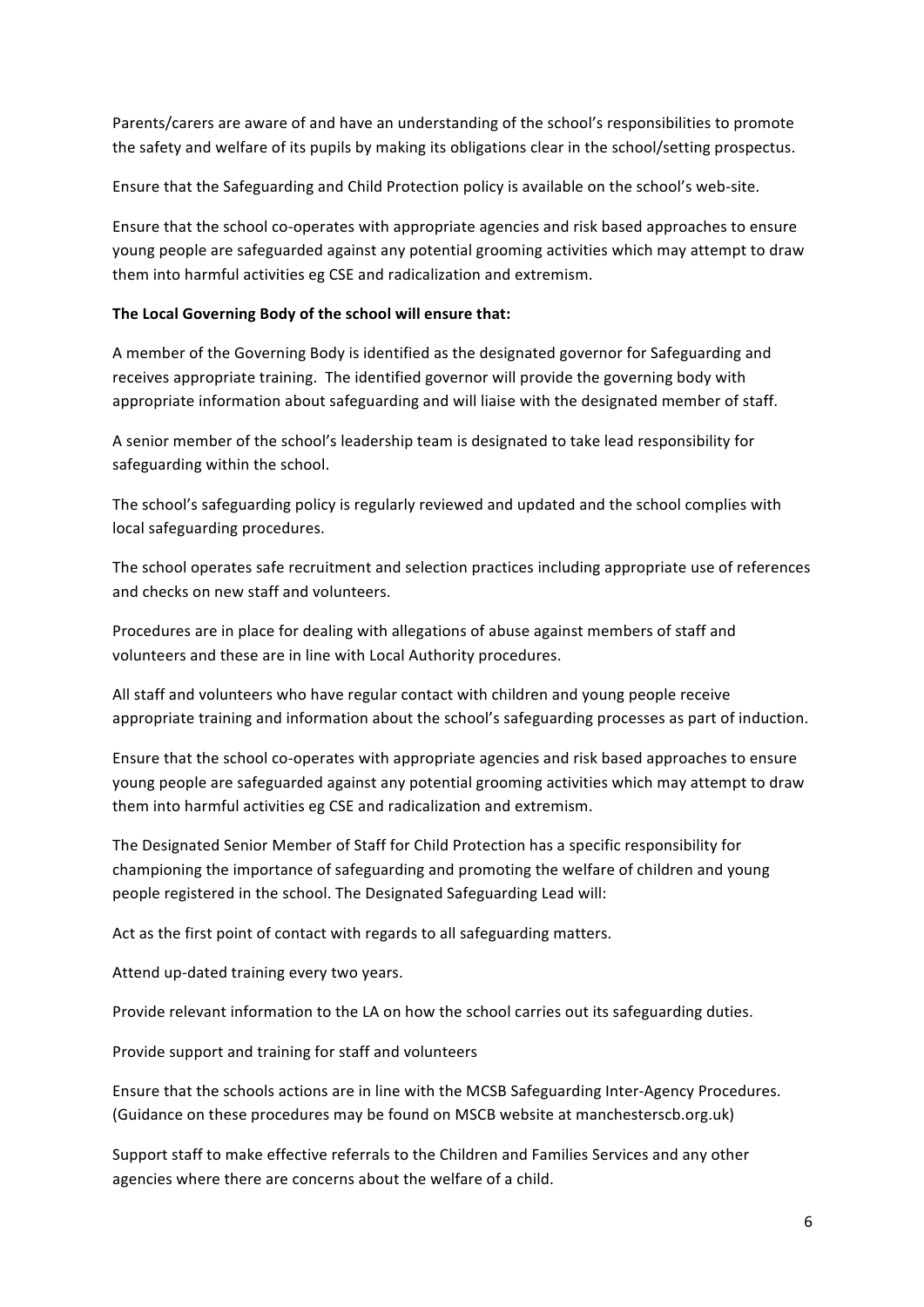Parents/carers are aware of and have an understanding of the school's responsibilities to promote the safety and welfare of its pupils by making its obligations clear in the school/setting prospectus.

Ensure that the Safeguarding and Child Protection policy is available on the school's web-site.

Ensure that the school co-operates with appropriate agencies and risk based approaches to ensure young people are safeguarded against any potential grooming activities which may attempt to draw them into harmful activities eg CSE and radicalization and extremism.

**The Local Governing Body of the school will ensure that:**

A member of the Governing Body is identified as the designated governor for Safeguarding and receives appropriate training. The identified governor will provide the governing body with appropriate information about safeguarding and will liaise with the designated member of staff.

A senior member of the school's leadership team is designated to take lead responsibility for safeguarding within the school.

The school's safeguarding policy is regularly reviewed and updated and the school complies with local safeguarding procedures.

The school operates safe recruitment and selection practices including appropriate use of references and checks on new staff and volunteers.

Procedures are in place for dealing with allegations of abuse against members of staff and volunteers and these are in line with Local Authority procedures.

All staff and volunteers who have regular contact with children and young people receive appropriate training and information about the school's safeguarding processes as part of induction.

Ensure that the school co-operates with appropriate agencies and risk based approaches to ensure young people are safeguarded against any potential grooming activities which may attempt to draw them into harmful activities eg CSE and radicalization and extremism.

The Designated Senior Member of Staff for Child Protection has a specific responsibility for championing the importance of safeguarding and promoting the welfare of children and young people registered in the school. The Designated Safeguarding Lead will:

Act as the first point of contact with regards to all safeguarding matters.

Attend up-dated training every two years.

Provide relevant information to the LA on how the school carries out its safeguarding duties.

Provide support and training for staff and volunteers

Ensure that the schools actions are in line with the MCSB Safeguarding Inter-Agency Procedures. (Guidance on these procedures may be found on MSCB website at manchesterscb.org.uk)

Support staff to make effective referrals to the Children and Families Services and any other agencies where there are concerns about the welfare of a child.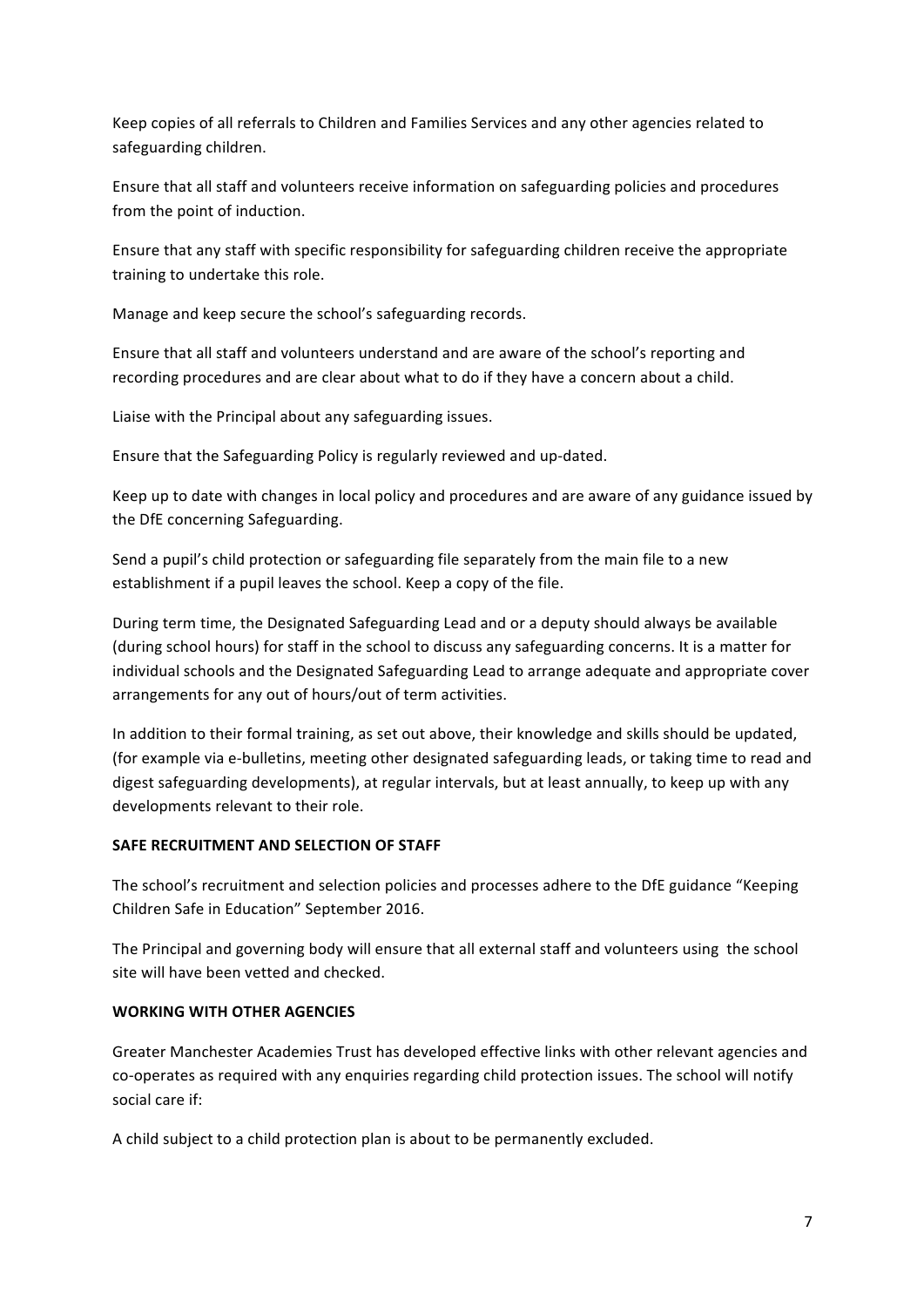Keep copies of all referrals to Children and Families Services and any other agencies related to safeguarding children.

Ensure that all staff and volunteers receive information on safeguarding policies and procedures from the point of induction.

Ensure that any staff with specific responsibility for safeguarding children receive the appropriate training to undertake this role.

Manage and keep secure the school's safeguarding records.

Ensure that all staff and volunteers understand and are aware of the school's reporting and recording procedures and are clear about what to do if they have a concern about a child.

Liaise with the Principal about any safeguarding issues.

Ensure that the Safeguarding Policy is regularly reviewed and up-dated.

Keep up to date with changes in local policy and procedures and are aware of any guidance issued by the DfE concerning Safeguarding.

Send a pupil's child protection or safeguarding file separately from the main file to a new establishment if a pupil leaves the school. Keep a copy of the file.

During term time, the Designated Safeguarding Lead and or a deputy should always be available (during school hours) for staff in the school to discuss any safeguarding concerns. It is a matter for individual schools and the Designated Safeguarding Lead to arrange adequate and appropriate cover arrangements for any out of hours/out of term activities.

In addition to their formal training, as set out above, their knowledge and skills should be updated, (for example via e-bulletins, meeting other designated safeguarding leads, or taking time to read and digest safeguarding developments), at regular intervals, but at least annually, to keep up with any developments relevant to their role.

**SAFE RECRUITMENT AND SELECTION OF STAFF**

The school's recruitment and selection policies and processes adhere to the DfE guidance "Keeping Children Safe in Education" September 2016.

The Principal and governing body will ensure that all external staff and volunteers using the school site will have been vetted and checked.

**WORKING WITH OTHER AGENCIES**

Greater Manchester Academies Trust has developed effective links with other relevant agencies and co-operates as required with any enquiries regarding child protection issues. The school will notify social care if:

A child subject to a child protection plan is about to be permanently excluded.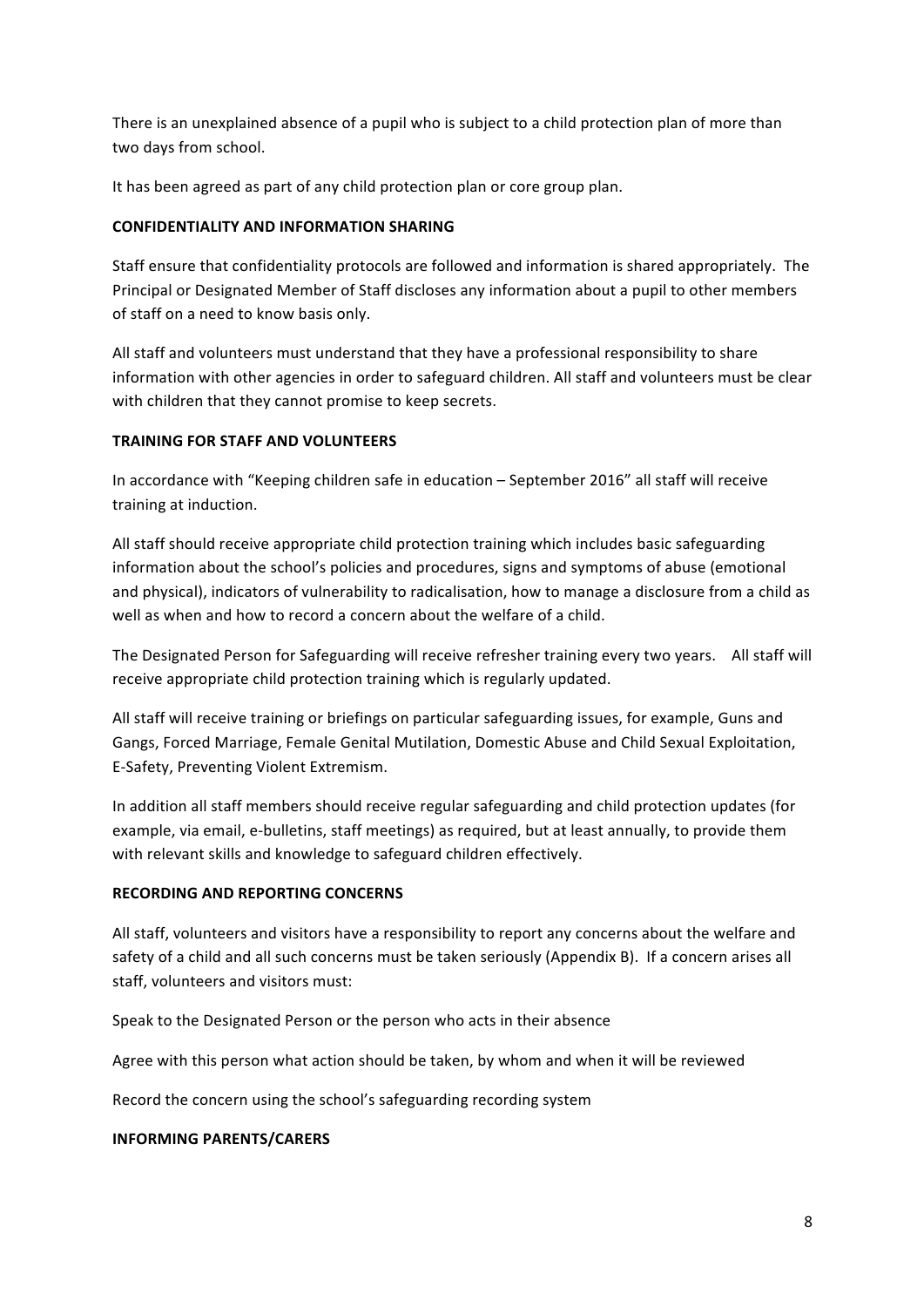There is an unexplained absence of a pupil who is subject to a child protection plan of more than two days from school.

It has been agreed as part of any child protection plan or core group plan.

**CONFIDENTIALITY AND INFORMATION SHARING**

Staff ensure that confidentiality protocols are followed and information is shared appropriately. The Principal or Designated Member of Staff discloses any information about a pupil to other members of staff on a need to know basis only.

All staff and volunteers must understand that they have a professional responsibility to share information with other agencies in order to safeguard children. All staff and volunteers must be clear with children that they cannot promise to keep secrets.

**TRAINING FOR STAFF AND VOLUNTEERS**

In accordance with "Keeping children safe in education – September 2016" all staff will receive training at induction.

All staff should receive appropriate child protection training which includes basic safeguarding information about the school's policies and procedures, signs and symptoms of abuse (emotional and physical), indicators of vulnerability to radicalisation, how to manage a disclosure from a child as well as when and how to record a concern about the welfare of a child.

The Designated Person for Safeguarding will receive refresher training every two years. All staff will receive appropriate child protection training which is regularly updated.

All staff will receive training or briefings on particular safeguarding issues, for example, Guns and Gangs, Forced Marriage, Female Genital Mutilation, Domestic Abuse and Child Sexual Exploitation, E-Safety, Preventing Violent Extremism.

In addition all staff members should receive regular safeguarding and child protection updates (for example, via email, e-bulletins, staff meetings) as required, but at least annually, to provide them with relevant skills and knowledge to safeguard children effectively.

**RECORDING AND REPORTING CONCERNS**

All staff, volunteers and visitors have a responsibility to report any concerns about the welfare and safety of a child and all such concerns must be taken seriously (Appendix B). If a concern arises all staff, volunteers and visitors must:

Speak to the Designated Person or the person who acts in their absence

Agree with this person what action should be taken, by whom and when it will be reviewed

Record the concern using the school's safeguarding recording system

**INFORMING PARENTS/CARERS**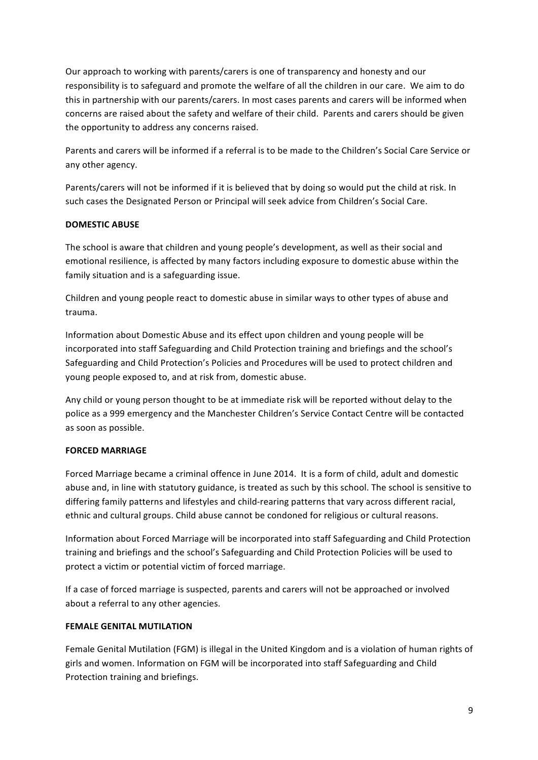Our approach to working with parents/carers is one of transparency and honesty and our responsibility is to safeguard and promote the welfare of all the children in our care. We aim to do this in partnership with our parents/carers. In most cases parents and carers will be informed when concerns are raised about the safety and welfare of their child. Parents and carers should be given the opportunity to address any concerns raised.

Parents and carers will be informed if a referral is to be made to the Children's Social Care Service or any other agency.

Parents/carers will not be informed if it is believed that by doing so would put the child at risk. In such cases the Designated Person or Principal will seek advice from Children's Social Care.

**DOMESTIC ABUSE**

The school is aware that children and young people's development, as well as their social and emotional resilience, is affected by many factors including exposure to domestic abuse within the family situation and is a safeguarding issue.

Children and young people react to domestic abuse in similar ways to other types of abuse and trauma.

Information about Domestic Abuse and its effect upon children and young people will be incorporated into staff Safeguarding and Child Protection training and briefings and the school's Safeguarding and Child Protection's Policies and Procedures will be used to protect children and young people exposed to, and at risk from, domestic abuse.

Any child or young person thought to be at immediate risk will be reported without delay to the police as a 999 emergency and the Manchester Children's Service Contact Centre will be contacted as soon as possible.

**FORCED MARRIAGE**

Forced Marriage became a criminal offence in June 2014. It is a form of child, adult and domestic abuse and, in line with statutory guidance, is treated as such by this school. The school is sensitive to differing family patterns and lifestyles and child-rearing patterns that vary across different racial, ethnic and cultural groups. Child abuse cannot be condoned for religious or cultural reasons.

Information about Forced Marriage will be incorporated into staff Safeguarding and Child Protection training and briefings and the school's Safeguarding and Child Protection Policies will be used to protect a victim or potential victim of forced marriage.

If a case of forced marriage is suspected, parents and carers will not be approached or involved about a referral to any other agencies.

**FEMALE GENITAL MUTILATION**

Female Genital Mutilation (FGM) is illegal in the United Kingdom and is a violation of human rights of girls and women. Information on FGM will be incorporated into staff Safeguarding and Child Protection training and briefings.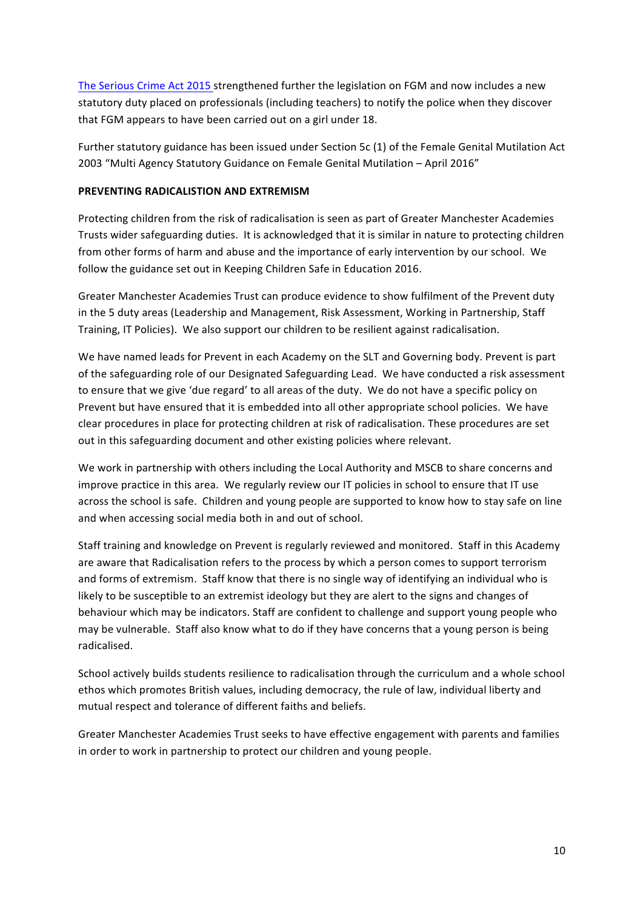The Serious Crime Act 2015 strengthened further the legislation on FGM and now includes a new statutory duty placed on professionals (including teachers) to notify the police when they discover that FGM appears to have been carried out on a girl under 18.

Further statutory guidance has been issued under Section 5c (1) of the Female Genital Mutilation Act 2003 "Multi Agency Statutory Guidance on Female Genital Mutilation – April 2016"

**PREVENTING RADICALISTION AND EXTREMISM**

Protecting children from the risk of radicalisation is seen as part of Greater Manchester Academies Trusts wider safeguarding duties. It is acknowledged that it is similar in nature to protecting children from other forms of harm and abuse and the importance of early intervention by our school. We follow the guidance set out in Keeping Children Safe in Education 2016.

Greater Manchester Academies Trust can produce evidence to show fulfilment of the Prevent duty in the 5 duty areas (Leadership and Management, Risk Assessment, Working in Partnership, Staff Training, IT Policies). We also support our children to be resilient against radicalisation.

We have named leads for Prevent in each Academy on the SLT and Governing body. Prevent is part of the safeguarding role of our Designated Safeguarding Lead. We have conducted a risk assessment to ensure that we give 'due regard' to all areas of the duty. We do not have a specific policy on Prevent but have ensured that it is embedded into all other appropriate school policies. We have clear procedures in place for protecting children at risk of radicalisation. These procedures are set out in this safeguarding document and other existing policies where relevant.

We work in partnership with others including the Local Authority and MSCB to share concerns and improve practice in this area. We regularly review our IT policies in school to ensure that IT use across the school is safe. Children and young people are supported to know how to stay safe on line and when accessing social media both in and out of school.

Staff training and knowledge on Prevent is regularly reviewed and monitored. Staff in this Academy are aware that Radicalisation refers to the process by which a person comes to support terrorism and forms of extremism. Staff know that there is no single way of identifying an individual who is likely to be susceptible to an extremist ideology but they are alert to the signs and changes of behaviour which may be indicators. Staff are confident to challenge and support young people who may be vulnerable. Staff also know what to do if they have concerns that a young person is being radicalised.

School actively builds students resilience to radicalisation through the curriculum and a whole school ethos which promotes British values, including democracy, the rule of law, individual liberty and mutual respect and tolerance of different faiths and beliefs.

Greater Manchester Academies Trust seeks to have effective engagement with parents and families in order to work in partnership to protect our children and young people.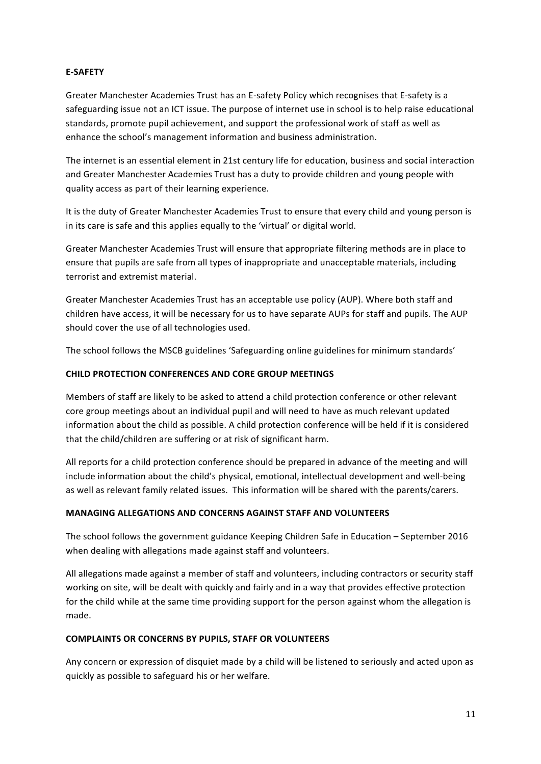**E-SAFETY**

Greater Manchester Academies Trust has an E-safety Policy which recognises that E-safety is a safeguarding issue not an ICT issue. The purpose of internet use in school is to help raise educational standards, promote pupil achievement, and support the professional work of staff as well as enhance the school's management information and business administration.

The internet is an essential element in 21st century life for education, business and social interaction and Greater Manchester Academies Trust has a duty to provide children and young people with quality access as part of their learning experience.

It is the duty of Greater Manchester Academies Trust to ensure that every child and young person is in its care is safe and this applies equally to the 'virtual' or digital world.

Greater Manchester Academies Trust will ensure that appropriate filtering methods are in place to ensure that pupils are safe from all types of inappropriate and unacceptable materials, including terrorist and extremist material.

Greater Manchester Academies Trust has an acceptable use policy (AUP). Where both staff and children have access, it will be necessary for us to have separate AUPs for staff and pupils. The AUP should cover the use of all technologies used.

The school follows the MSCB guidelines 'Safeguarding online guidelines for minimum standards'

**CHILD PROTECTION CONFERENCES AND CORE GROUP MEETINGS**

Members of staff are likely to be asked to attend a child protection conference or other relevant core group meetings about an individual pupil and will need to have as much relevant updated information about the child as possible. A child protection conference will be held if it is considered that the child/children are suffering or at risk of significant harm.

All reports for a child protection conference should be prepared in advance of the meeting and will include information about the child's physical, emotional, intellectual development and well-being as well as relevant family related issues. This information will be shared with the parents/carers.

**MANAGING ALLEGATIONS AND CONCERNS AGAINST STAFF AND VOLUNTEERS**

The school follows the government guidance Keeping Children Safe in Education – September 2016 when dealing with allegations made against staff and volunteers.

All allegations made against a member of staff and volunteers, including contractors or security staff working on site, will be dealt with quickly and fairly and in a way that provides effective protection for the child while at the same time providing support for the person against whom the allegation is made.

**COMPLAINTS OR CONCERNS BY PUPILS, STAFF OR VOLUNTEERS**

Any concern or expression of disquiet made by a child will be listened to seriously and acted upon as quickly as possible to safeguard his or her welfare.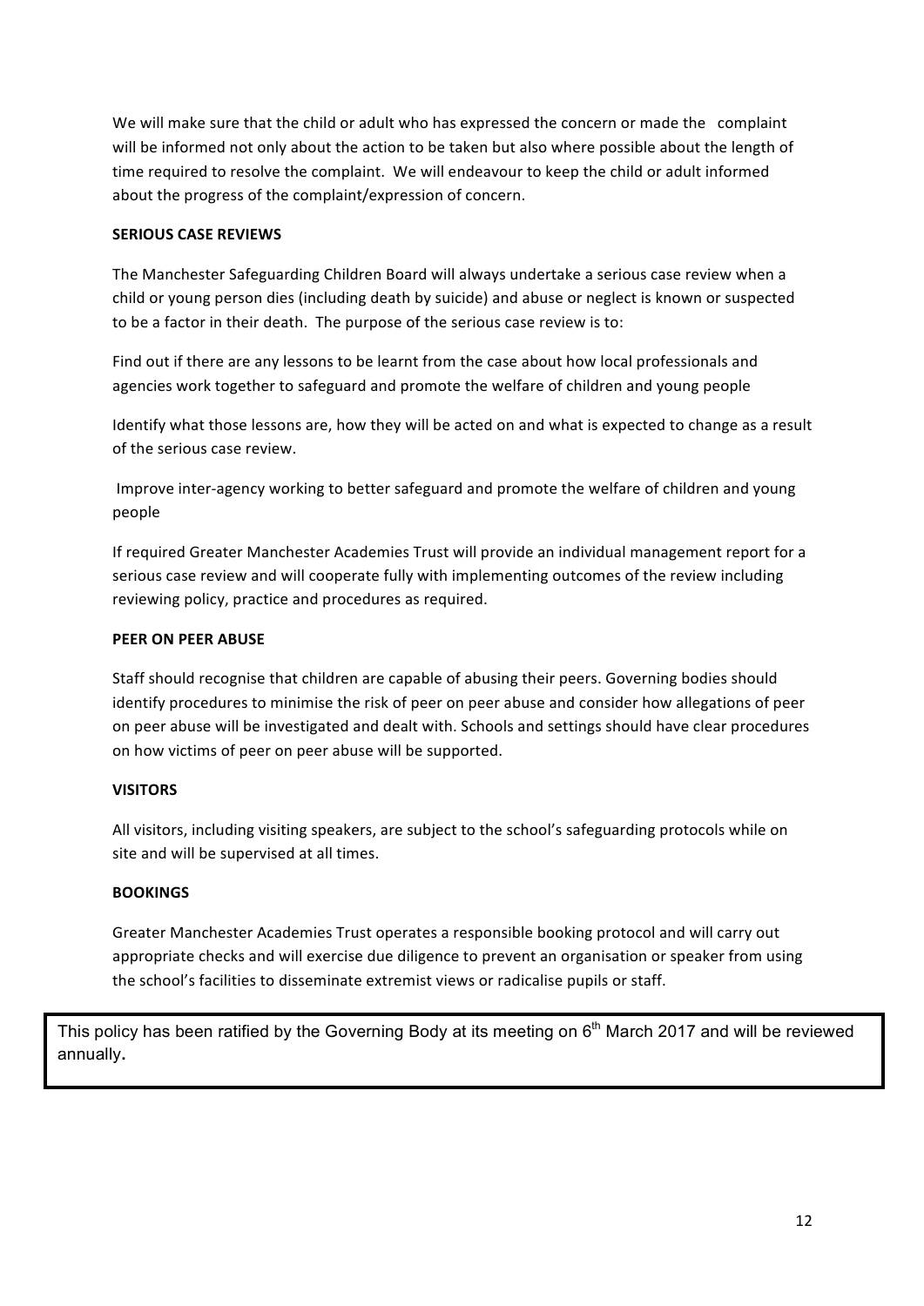We will make sure that the child or adult who has expressed the concern or made the complaint will be informed not only about the action to be taken but also where possible about the length of time required to resolve the complaint. We will endeavour to keep the child or adult informed about the progress of the complaint/expression of concern.

**SERIOUS CASE REVIEWS**

The Manchester Safeguarding Children Board will always undertake a serious case review when a child or young person dies (including death by suicide) and abuse or neglect is known or suspected to be a factor in their death. The purpose of the serious case review is to:

Find out if there are any lessons to be learnt from the case about how local professionals and agencies work together to safeguard and promote the welfare of children and young people

Identify what those lessons are, how they will be acted on and what is expected to change as a result of the serious case review.

Improve inter-agency working to better safeguard and promote the welfare of children and young people

If required Greater Manchester Academies Trust will provide an individual management report for a serious case review and will cooperate fully with implementing outcomes of the review including reviewing policy, practice and procedures as required.

**PEER ON PEER ABUSE**

Staff should recognise that children are capable of abusing their peers. Governing bodies should identify procedures to minimise the risk of peer on peer abuse and consider how allegations of peer on peer abuse will be investigated and dealt with. Schools and settings should have clear procedures on how victims of peer on peer abuse will be supported.

**VISITORS**

All visitors, including visiting speakers, are subject to the school's safeguarding protocols while on site and will be supervised at all times.

**BOOKINGS**

Greater Manchester Academies Trust operates a responsible booking protocol and will carry out appropriate checks and will exercise due diligence to prevent an organisation or speaker from using the school's facilities to disseminate extremist views or radicalise pupils or staff.

This policy has been ratified by the Governing Body at its meeting on 6th March 2017 and will be reviewed annually.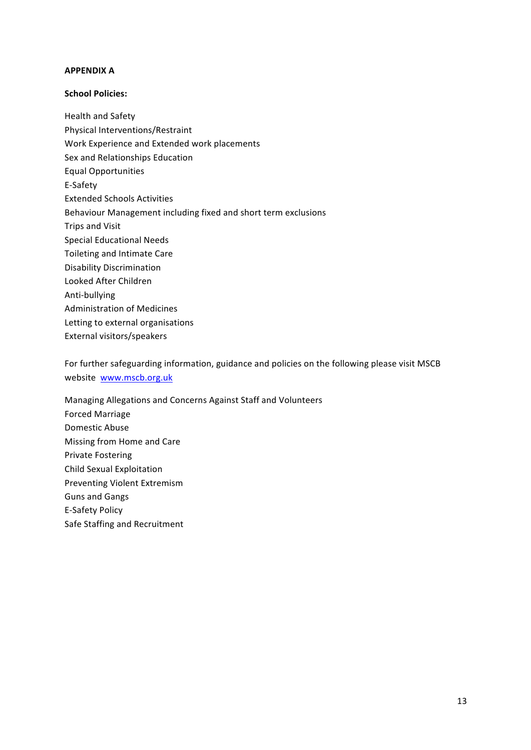**APPENDIX A**

**School Policies:**

Health and Safety
Physical Interventions/Restraint
Work Experience and Extended work placements
Sex and Relationships Education
Equal Opportunities
E-Safety
Extended Schools Activities
Behaviour Management including fixed and short term exclusions
Trips and Visit
Special Educational Needs
Toileting and Intimate Care
Disability Discrimination
Looked After Children
Anti-bullying
Administration of Medicines
Letting to external organisations
External visitors/speakers

For further safeguarding information, guidance and policies on the following please visit MSCB website [www.mscb.org.uk](http://www.mscb.org.uk)

Managing Allegations and Concerns Against Staff and Volunteers
Forced Marriage
Domestic Abuse
Missing from Home and Care
Private Fostering
Child Sexual Exploitation
Preventing Violent Extremism
Guns and Gangs
E-Safety Policy
Safe Staffing and Recruitment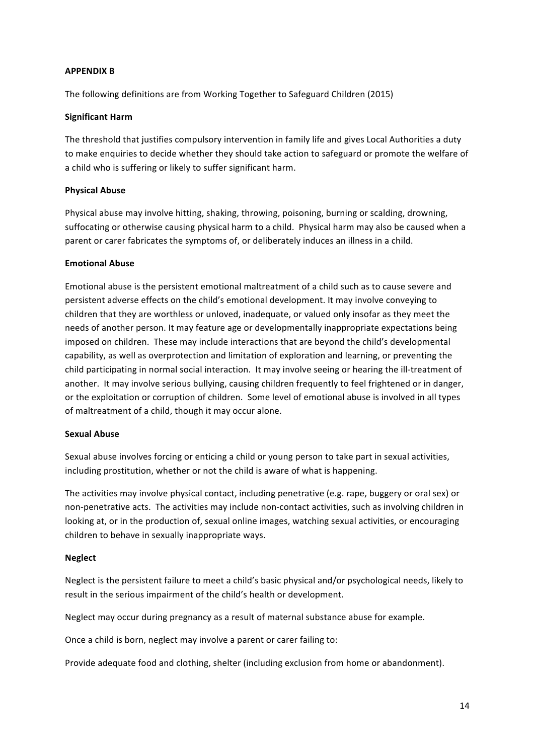**APPENDIX B**

The following definitions are from Working Together to Safeguard Children (2015)

**Significant Harm**

The threshold that justifies compulsory intervention in family life and gives Local Authorities a duty to make enquiries to decide whether they should take action to safeguard or promote the welfare of a child who is suffering or likely to suffer significant harm.

**Physical Abuse**

Physical abuse may involve hitting, shaking, throwing, poisoning, burning or scalding, drowning, suffocating or otherwise causing physical harm to a child. Physical harm may also be caused when a parent or carer fabricates the symptoms of, or deliberately induces an illness in a child.

**Emotional Abuse**

Emotional abuse is the persistent emotional maltreatment of a child such as to cause severe and persistent adverse effects on the child's emotional development. It may involve conveying to children that they are worthless or unloved, inadequate, or valued only insofar as they meet the needs of another person. It may feature age or developmentally inappropriate expectations being imposed on children. These may include interactions that are beyond the child's developmental capability, as well as overprotection and limitation of exploration and learning, or preventing the child participating in normal social interaction. It may involve seeing or hearing the ill-treatment of another. It may involve serious bullying, causing children frequently to feel frightened or in danger, or the exploitation or corruption of children. Some level of emotional abuse is involved in all types of maltreatment of a child, though it may occur alone.

**Sexual Abuse**

Sexual abuse involves forcing or enticing a child or young person to take part in sexual activities, including prostitution, whether or not the child is aware of what is happening.

The activities may involve physical contact, including penetrative (e.g. rape, buggery or oral sex) or non-penetrative acts. The activities may include non-contact activities, such as involving children in looking at, or in the production of, sexual online images, watching sexual activities, or encouraging children to behave in sexually inappropriate ways.

**Neglect**

Neglect is the persistent failure to meet a child's basic physical and/or psychological needs, likely to result in the serious impairment of the child's health or development.

Neglect may occur during pregnancy as a result of maternal substance abuse for example.

Once a child is born, neglect may involve a parent or carer failing to:

Provide adequate food and clothing, shelter (including exclusion from home or abandonment).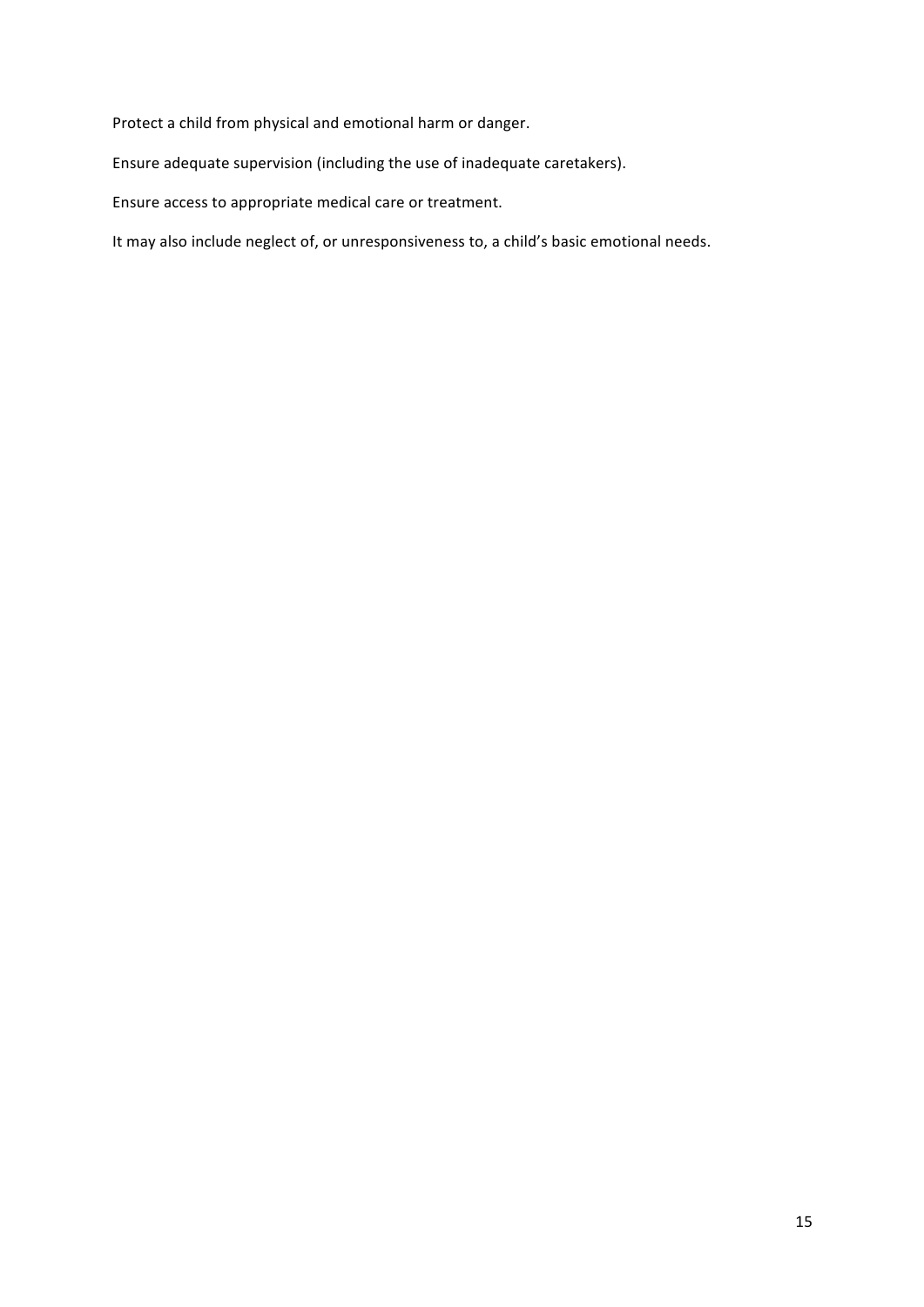Protect a child from physical and emotional harm or danger.

Ensure adequate supervision (including the use of inadequate caretakers).

Ensure access to appropriate medical care or treatment.

It may also include neglect of, or unresponsiveness to, a child's basic emotional needs.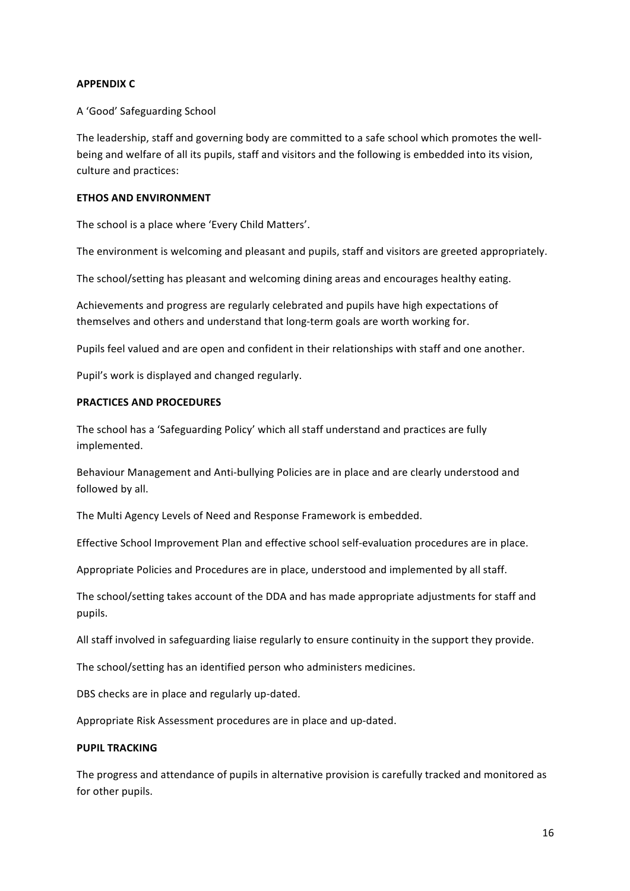**APPENDIX C**

A 'Good' Safeguarding School

The leadership, staff and governing body are committed to a safe school which promotes the well-being and welfare of all its pupils, staff and visitors and the following is embedded into its vision, culture and practices:

**ETHOS AND ENVIRONMENT**

The school is a place where 'Every Child Matters'.

The environment is welcoming and pleasant and pupils, staff and visitors are greeted appropriately.

The school/setting has pleasant and welcoming dining areas and encourages healthy eating.

Achievements and progress are regularly celebrated and pupils have high expectations of themselves and others and understand that long-term goals are worth working for.

Pupils feel valued and are open and confident in their relationships with staff and one another.

Pupil's work is displayed and changed regularly.

**PRACTICES AND PROCEDURES**

The school has a 'Safeguarding Policy' which all staff understand and practices are fully implemented.

Behaviour Management and Anti-bullying Policies are in place and are clearly understood and followed by all.

The Multi Agency Levels of Need and Response Framework is embedded.

Effective School Improvement Plan and effective school self-evaluation procedures are in place.

Appropriate Policies and Procedures are in place, understood and implemented by all staff.

The school/setting takes account of the DDA and has made appropriate adjustments for staff and pupils.

All staff involved in safeguarding liaise regularly to ensure continuity in the support they provide.

The school/setting has an identified person who administers medicines.

DBS checks are in place and regularly up-dated.

Appropriate Risk Assessment procedures are in place and up-dated.

**PUPIL TRACKING**

The progress and attendance of pupils in alternative provision is carefully tracked and monitored as for other pupils.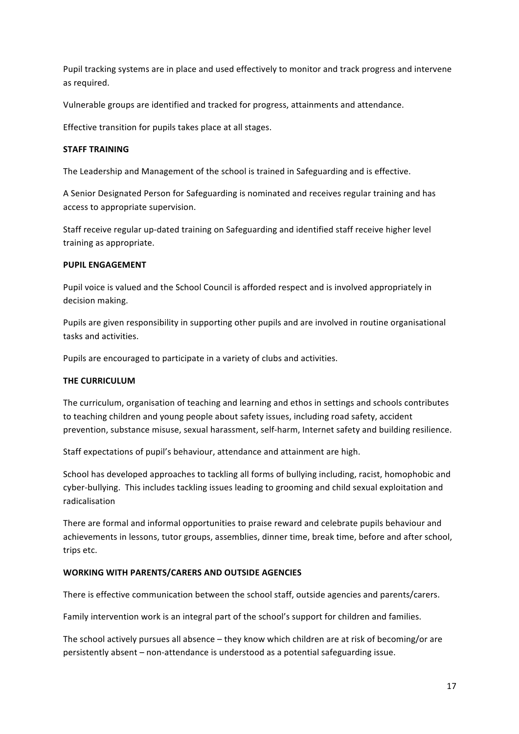Pupil tracking systems are in place and used effectively to monitor and track progress and intervene as required.

Vulnerable groups are identified and tracked for progress, attainments and attendance.

Effective transition for pupils takes place at all stages.

**STAFF TRAINING**

The Leadership and Management of the school is trained in Safeguarding and is effective.

A Senior Designated Person for Safeguarding is nominated and receives regular training and has access to appropriate supervision.

Staff receive regular up-dated training on Safeguarding and identified staff receive higher level training as appropriate.

**PUPIL ENGAGEMENT**

Pupil voice is valued and the School Council is afforded respect and is involved appropriately in decision making.

Pupils are given responsibility in supporting other pupils and are involved in routine organisational tasks and activities.

Pupils are encouraged to participate in a variety of clubs and activities.

**THE CURRICULUM**

The curriculum, organisation of teaching and learning and ethos in settings and schools contributes to teaching children and young people about safety issues, including road safety, accident prevention, substance misuse, sexual harassment, self-harm, Internet safety and building resilience.

Staff expectations of pupil's behaviour, attendance and attainment are high.

School has developed approaches to tackling all forms of bullying including, racist, homophobic and cyber-bullying. This includes tackling issues leading to grooming and child sexual exploitation and radicalisation

There are formal and informal opportunities to praise reward and celebrate pupils behaviour and achievements in lessons, tutor groups, assemblies, dinner time, break time, before and after school, trips etc.

**WORKING WITH PARENTS/CARERS AND OUTSIDE AGENCIES**

There is effective communication between the school staff, outside agencies and parents/carers.

Family intervention work is an integral part of the school's support for children and families.

The school actively pursues all absence – they know which children are at risk of becoming/or are persistently absent – non-attendance is understood as a potential safeguarding issue.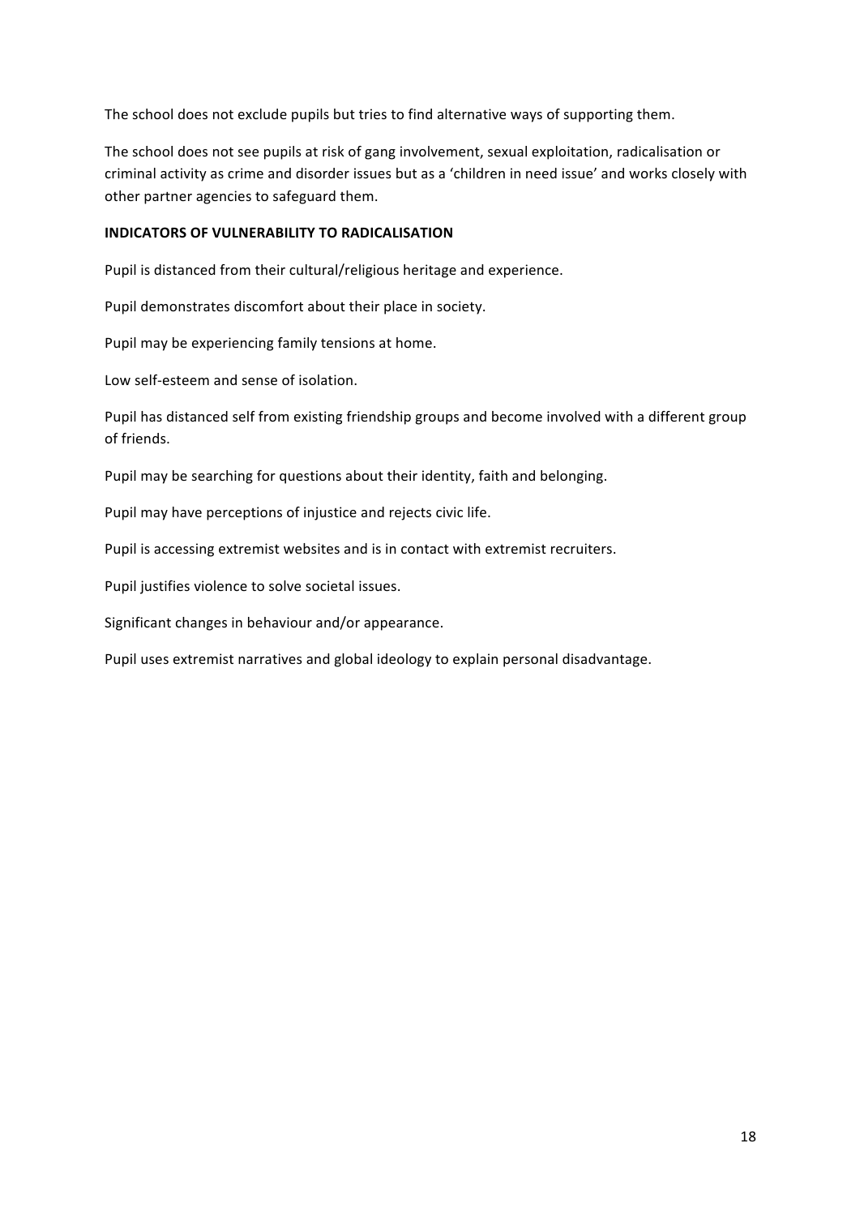The school does not exclude pupils but tries to find alternative ways of supporting them.

The school does not see pupils at risk of gang involvement, sexual exploitation, radicalisation or criminal activity as crime and disorder issues but as a 'children in need issue' and works closely with other partner agencies to safeguard them.

**INDICATORS OF VULNERABILITY TO RADICALISATION**

Pupil is distanced from their cultural/religious heritage and experience.

Pupil demonstrates discomfort about their place in society.

Pupil may be experiencing family tensions at home.

Low self-esteem and sense of isolation.

Pupil has distanced self from existing friendship groups and become involved with a different group of friends.

Pupil may be searching for questions about their identity, faith and belonging.

Pupil may have perceptions of injustice and rejects civic life.

Pupil is accessing extremist websites and is in contact with extremist recruiters.

Pupil justifies violence to solve societal issues.

Significant changes in behaviour and/or appearance.

Pupil uses extremist narratives and global ideology to explain personal disadvantage.